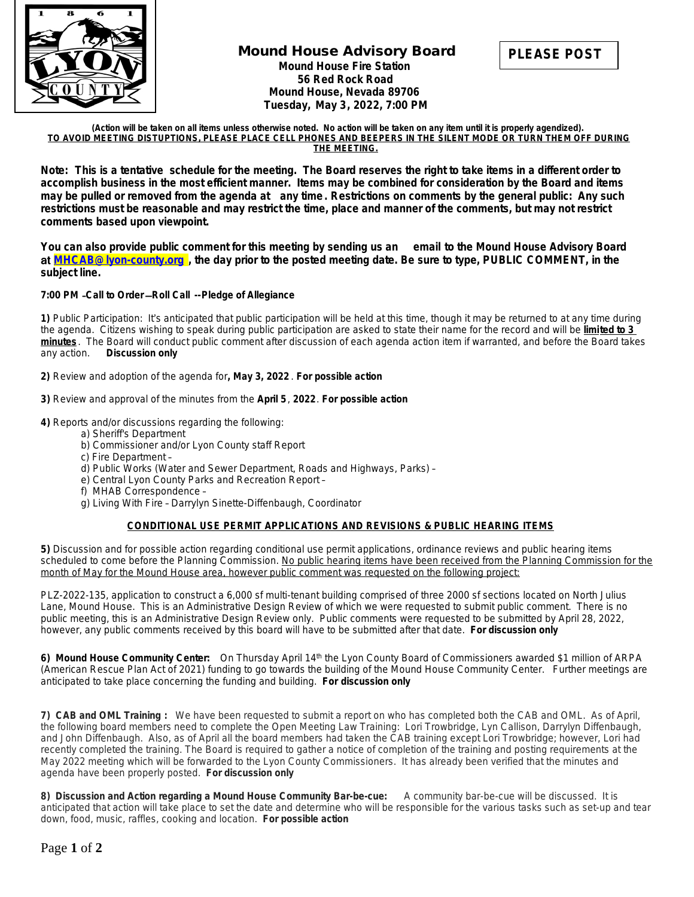# Mound House Advisory Board

**PLEASE POST**

**Mound House Fire Station**
**56 Red Rock Road**
**Mound House, Nevada 89706**
**Tuesday, May 3, 2022, 7:00 PM**

**(Action will be taken on all items unless otherwise noted. No action will be taken on any item until it is properly agendized).**
**TO AVOID MEETING DISTUPTIONS, PLEASE PLACE CELL PHONES AND BEEPERS IN THE SILENT MODE OR TURN THEM OFF DURING THE MEETING.**

**Note: This is a tentative schedule for the meeting. The Board reserves the right to take items in a different order to accomplish business in the most efficient manner. Items may be combined for consideration by the Board and items may be pulled or removed from the agenda at any time. Restrictions on comments by the general public: Any such restrictions must be reasonable and may restrict the time, place and manner of the comments, but may not restrict comments based upon viewpoint.**

**You can also provide public comment for this meeting by sending us an email to the Mound House Advisory Board at MHCAB@lyon-county.org , the day prior to the posted meeting date. Be sure to type, PUBLIC COMMENT, in the subject line.**

**7:00 PM –Call to Order—Roll Call --Pledge of Allegiance**

**1)** Public Participation: It's anticipated that public participation will be held at this time, though it may be returned to at any time during the agenda. Citizens wishing to speak during public participation are asked to state their name for the record and will be **limited to 3 minutes**. The Board will conduct public comment after discussion of each agenda action item if warranted, and before the Board takes any action. **Discussion only**

**2)** Review and adoption of the agenda for**, May 3, 2022**. **For possible action**

**3)** Review and approval of the minutes from the **April 5**, **2022**. **For possible action**

**4)** Reports and/or discussions regarding the following:

a) Sheriff's Department
b) Commissioner and/or Lyon County staff Report
c) Fire Department –
d) Public Works (Water and Sewer Department, Roads and Highways, Parks) –
e) Central Lyon County Parks and Recreation Report –
f) MHAB Correspondence –
g) Living With Fire – Darrylyn Sinette-Diffenbaugh, Coordinator

## CONDITIONAL USE PERMIT APPLICATIONS AND REVISIONS & PUBLIC HEARING ITEMS

**5)** Discussion and for possible action regarding conditional use permit applications, ordinance reviews and public hearing items scheduled to come before the Planning Commission. No public hearing items have been received from the Planning Commission for the month of May for the Mound House area, however public comment was requested on the following project:

PLZ-2022-135, application to construct a 6,000 sf multi-tenant building comprised of three 2000 sf sections located on North Julius Lane, Mound House. This is an Administrative Design Review of which we were requested to submit public comment. There is no public meeting, this is an Administrative Design Review only. Public comments were requested to be submitted by April 28, 2022, however, any public comments received by this board will have to be submitted after that date. **For discussion only**

**6) Mound House Community Center:** On Thursday April 14th the Lyon County Board of Commissioners awarded $1 million of ARPA (American Rescue Plan Act of 2021) funding to go towards the building of the Mound House Community Center. Further meetings are anticipated to take place concerning the funding and building. **For discussion only**

**7) CAB and OML Training :** We have been requested to submit a report on who has completed both the CAB and OML. As of April, the following board members need to complete the Open Meeting Law Training: Lori Trowbridge, Lyn Callison, Darrylyn Diffenbaugh, and John Diffenbaugh. Also, as of April all the board members had taken the CAB training except Lori Trowbridge; however, Lori had recently completed the training. The Board is required to gather a notice of completion of the training and posting requirements at the May 2022 meeting which will be forwarded to the Lyon County Commissioners. It has already been verified that the minutes and agenda have been properly posted. **For discussion only**

**8) Discussion and Action regarding a Mound House Community Bar-be-cue:** A community bar-be-cue will be discussed. It is anticipated that action will take place to set the date and determine who will be responsible for the various tasks such as set-up and tear down, food, music, raffles, cooking and location. **For possible action**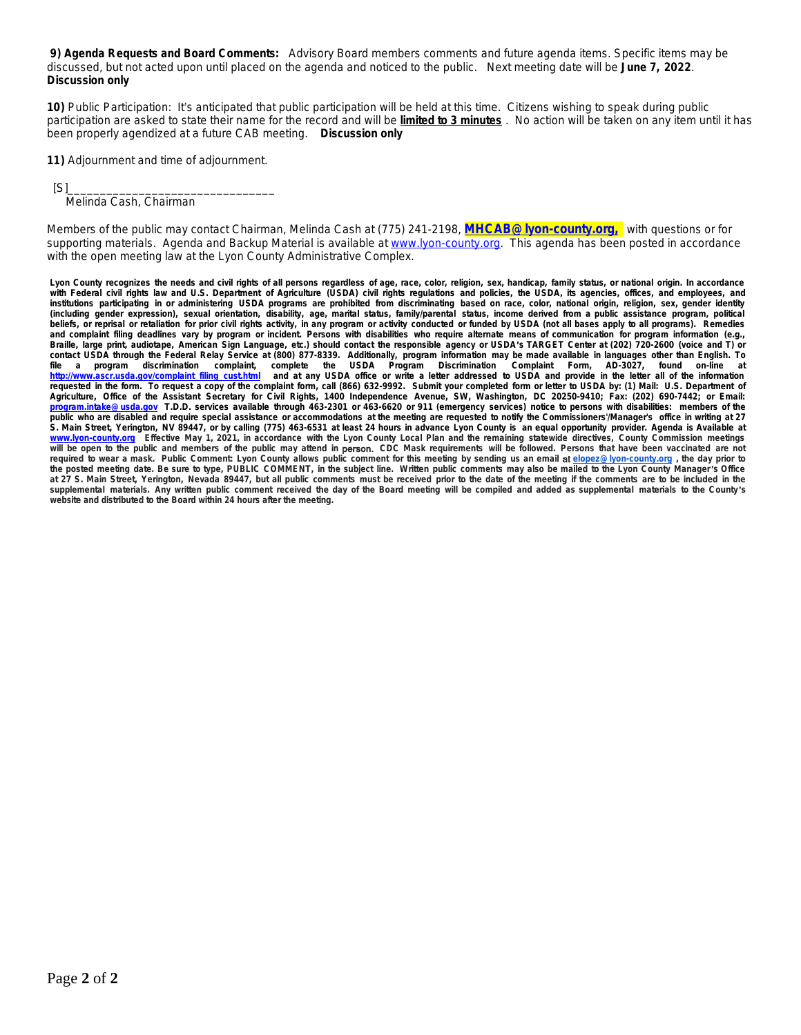**9) Agenda Requests and Board Comments:** Advisory Board members comments and future agenda items. Specific items may be discussed, but not acted upon until placed on the agenda and noticed to the public. Next meeting date will be **June 7, 2022**. **Discussion only**

**10)** Public Participation: It's anticipated that public participation will be held at this time. Citizens wishing to speak during public participation are asked to state their name for the record and will be **limited to 3 minutes** . No action will be taken on any item until it has been properly agendized at a future CAB meeting. **Discussion only**

**11)** Adjournment and time of adjournment.

[S]_______________________________
Melinda Cash, Chairman

Members of the public may contact Chairman, Melinda Cash at (775) 241-2198, **MHCAB@lyon-county.org,** with questions or for supporting materials. Agenda and Backup Material is available at www.lyon-county.org. This agenda has been posted in accordance with the open meeting law at the Lyon County Administrative Complex.

**Lyon County recognizes the needs and civil rights of all persons regardless of age, race, color, religion, sex, handicap, family status, or national origin. In accordance with Federal civil rights law and U.S. Department of Agriculture (USDA) civil rights regulations and policies, the USDA, its agencies, offices, and employees, and institutions participating in or administering USDA programs are prohibited from discriminating based on race, color, national origin, religion, sex, gender identity (including gender expression), sexual orientation, disability, age, marital status, family/parental status, income derived from a public assistance program, political beliefs, or reprisal or retaliation for prior civil rights activity, in any program or activity conducted or funded by USDA (not all bases apply to all programs). Remedies and complaint filing deadlines vary by program or incident. Persons with disabilities who require alternate means of communication for program information (e.g., Braille, large print, audiotape, American Sign Language, etc.) should contact the responsible agency or USDA's TARGET Center at (202) 720-2600 (voice and T) or contact USDA through the Federal Relay Service at (800) 877-8339. Additionally, program information may be made available in languages other than English. To file a program discrimination complaint, complete the USDA Program Discrimination Complaint Form, AD-3027, found on-line at http://www.ascr.usda.gov/complaint_filing_cust.html and at any USDA office or write a letter addressed to USDA and provide in the letter all of the information requested in the form. To request a copy of the complaint form, call (866) 632-9992. Submit your completed form or letter to USDA by: (1) Mail: U.S. Department of Agriculture, Office of the Assistant Secretary for Civil Rights, 1400 Independence Avenue, SW, Washington, DC 20250-9410; Fax: (202) 690-7442; or Email: program.intake@usda.gov T.D.D. services available through 463-2301 or 463-6620 or 911 (emergency services) notice to persons with disabilities: members of the public who are disabled and require special assistance or accommodations at the meeting are requested to notify the Commissioners'/Manager's office in writing at 27 S. Main Street, Yerington, NV 89447, or by calling (775) 463-6531 at least 24 hours in advance Lyon County is an equal opportunity provider. Agenda is Available at www.lyon-county.org Effective May 1, 2021, in accordance with the Lyon County Local Plan and the remaining statewide directives, County Commission meetings will be open to the public and members of the public may attend in person. CDC Mask requirements will be followed. Persons that have been vaccinated are not required to wear a mask. Public Comment: Lyon County allows public comment for this meeting by sending us an email at elopez@lyon-county.org , the day prior to the posted meeting date. Be sure to type, PUBLIC COMMENT, in the subject line. Written public comments may also be mailed to the Lyon County Manager's Office at 27 S. Main Street, Yerington, Nevada 89447, but all public comments must be received prior to the date of the meeting if the comments are to be included in the supplemental materials. Any written public comment received the day of the Board meeting will be compiled and added as supplemental materials to the County's website and distributed to the Board within 24 hours after the meeting.**